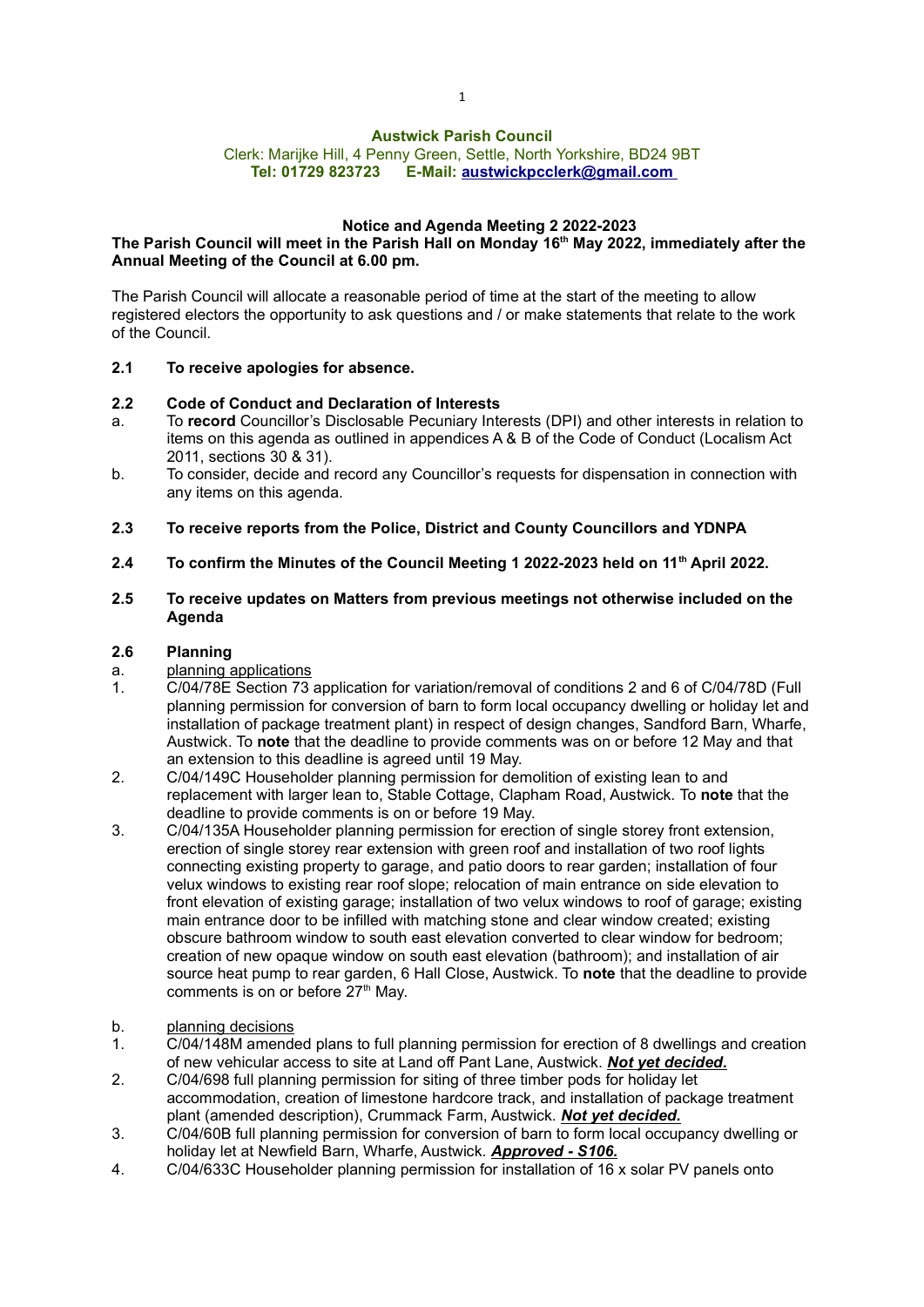**Austwick Parish Council**
Clerk: Marijke Hill, 4 Penny Green, Settle, North Yorkshire, BD24 9BT
**Tel: 01729 823723 E-Mail: austwickpcclerk@gmail.com**

**Notice and Agenda Meeting 2 2022-2023**
**The Parish Council will meet in the Parish Hall on Monday 16th May 2022, immediately after the Annual Meeting of the Council at 6.00 pm.**

The Parish Council will allocate a reasonable period of time at the start of the meeting to allow registered electors the opportunity to ask questions and / or make statements that relate to the work of the Council.

**2.1 To receive apologies for absence.**

**2.2 Code of Conduct and Declaration of Interests**

a. To **record** Councillor's Disclosable Pecuniary Interests (DPI) and other interests in relation to items on this agenda as outlined in appendices A & B of the Code of Conduct (Localism Act 2011, sections 30 & 31).

b. To consider, decide and record any Councillor's requests for dispensation in connection with any items on this agenda.

**2.3 To receive reports from the Police, District and County Councillors and YDNPA**

**2.4 To confirm the Minutes of the Council Meeting 1 2022-2023 held on 11th April 2022.**

**2.5 To receive updates on Matters from previous meetings not otherwise included on the Agenda**

**2.6 Planning**

a. planning applications

1. C/04/78E Section 73 application for variation/removal of conditions 2 and 6 of C/04/78D (Full planning permission for conversion of barn to form local occupancy dwelling or holiday let and installation of package treatment plant) in respect of design changes, Sandford Barn, Wharfe, Austwick. To **note** that the deadline to provide comments was on or before 12 May and that an extension to this deadline is agreed until 19 May.
2. C/04/149C Householder planning permission for demolition of existing lean to and replacement with larger lean to, Stable Cottage, Clapham Road, Austwick. To **note** that the deadline to provide comments is on or before 19 May.
3. C/04/135A Householder planning permission for erection of single storey front extension, erection of single storey rear extension with green roof and installation of two roof lights connecting existing property to garage, and patio doors to rear garden; installation of four velux windows to existing rear roof slope; relocation of main entrance on side elevation to front elevation of existing garage; installation of two velux windows to roof of garage; existing main entrance door to be infilled with matching stone and clear window created; existing obscure bathroom window to south east elevation converted to clear window for bedroom; creation of new opaque window on south east elevation (bathroom); and installation of air source heat pump to rear garden, 6 Hall Close, Austwick. To **note** that the deadline to provide comments is on or before 27th May.

b. planning decisions

1. C/04/148M amended plans to full planning permission for erection of 8 dwellings and creation of new vehicular access to site at Land off Pant Lane, Austwick. ***Not yet decided.***
2. C/04/698 full planning permission for siting of three timber pods for holiday let accommodation, creation of limestone hardcore track, and installation of package treatment plant (amended description), Crummack Farm, Austwick. ***Not yet decided.***
3. C/04/60B full planning permission for conversion of barn to form local occupancy dwelling or holiday let at Newfield Barn, Wharfe, Austwick. ***Approved - S106.***
4. C/04/633C Householder planning permission for installation of 16 x solar PV panels onto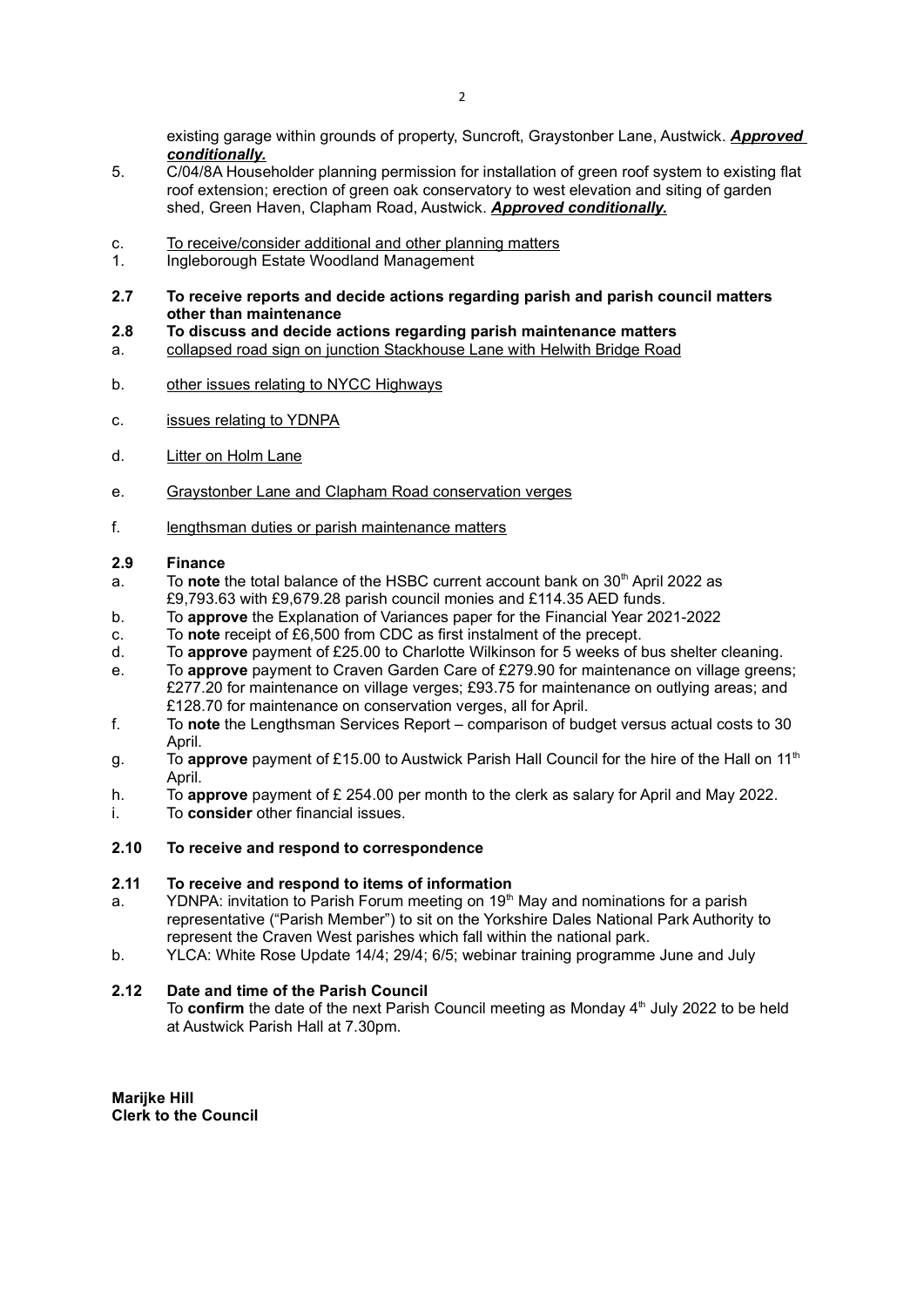existing garage within grounds of property, Suncroft, Graystonber Lane, Austwick. ***Approved conditionally.***

5. C/04/8A Householder planning permission for installation of green roof system to existing flat roof extension; erection of green oak conservatory to west elevation and siting of garden shed, Green Haven, Clapham Road, Austwick. ***Approved conditionally.***

c. To receive/consider additional and other planning matters

1. Ingleborough Estate Woodland Management

**2.7 To receive reports and decide actions regarding parish and parish council matters other than maintenance**

**2.8 To discuss and decide actions regarding parish maintenance matters**

a. collapsed road sign on junction Stackhouse Lane with Helwith Bridge Road

b. other issues relating to NYCC Highways

c. issues relating to YDNPA

d. Litter on Holm Lane

e. Graystonber Lane and Clapham Road conservation verges

f. lengthsman duties or parish maintenance matters

**2.9 Finance**

a. To **note** the total balance of the HSBC current account bank on 30th April 2022 as £9,793.63 with £9,679.28 parish council monies and £114.35 AED funds.

b. To **approve** the Explanation of Variances paper for the Financial Year 2021-2022

c. To **note** receipt of £6,500 from CDC as first instalment of the precept.

d. To **approve** payment of £25.00 to Charlotte Wilkinson for 5 weeks of bus shelter cleaning.

e. To **approve** payment to Craven Garden Care of £279.90 for maintenance on village greens; £277.20 for maintenance on village verges; £93.75 for maintenance on outlying areas; and £128.70 for maintenance on conservation verges, all for April.

f. To **note** the Lengthsman Services Report – comparison of budget versus actual costs to 30 April.

g. To **approve** payment of £15.00 to Austwick Parish Hall Council for the hire of the Hall on 11th April.

h. To **approve** payment of £ 254.00 per month to the clerk as salary for April and May 2022.

i. To **consider** other financial issues.

**2.10 To receive and respond to correspondence**

**2.11 To receive and respond to items of information**

a. YDNPA: invitation to Parish Forum meeting on 19th May and nominations for a parish representative ("Parish Member") to sit on the Yorkshire Dales National Park Authority to represent the Craven West parishes which fall within the national park.

b. YLCA: White Rose Update 14/4; 29/4; 6/5; webinar training programme June and July

**2.12 Date and time of the Parish Council**

To **confirm** the date of the next Parish Council meeting as Monday 4th July 2022 to be held at Austwick Parish Hall at 7.30pm.

**Marijke Hill**
**Clerk to the Council**